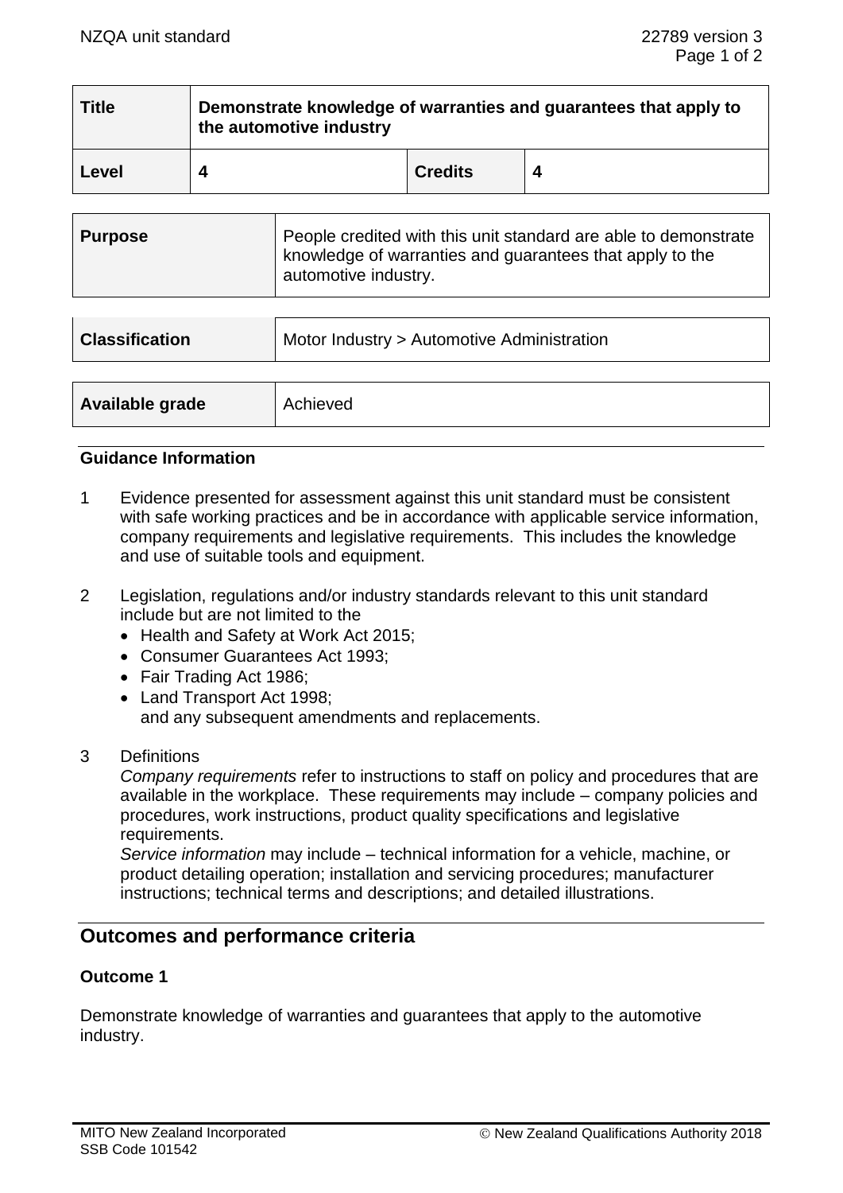| Title | Demonstrate knowledge of warranties and guarantees that apply to the automotive industry | | |
|---|---|---|---|
| Level | 4 | Credits | 4 |

| Purpose | People credited with this unit standard are able to demonstrate knowledge of warranties and guarantees that apply to the automotive industry. |
|---|---|

| Classification | Motor Industry > Automotive Administration |
|---|---|

| Available grade | Achieved |
|---|---|

### Guidance Information

1 Evidence presented for assessment against this unit standard must be consistent with safe working practices and be in accordance with applicable service information, company requirements and legislative requirements. This includes the knowledge and use of suitable tools and equipment.

2 Legislation, regulations and/or industry standards relevant to this unit standard include but are not limited to the
- Health and Safety at Work Act 2015;
- Consumer Guarantees Act 1993;
- Fair Trading Act 1986;
- Land Transport Act 1998;

and any subsequent amendments and replacements.

3 Definitions

*Company requirements* refer to instructions to staff on policy and procedures that are available in the workplace. These requirements may include – company policies and procedures, work instructions, product quality specifications and legislative requirements.

*Service information* may include – technical information for a vehicle, machine, or product detailing operation; installation and servicing procedures; manufacturer instructions; technical terms and descriptions; and detailed illustrations.

## Outcomes and performance criteria

### Outcome 1

Demonstrate knowledge of warranties and guarantees that apply to the automotive industry.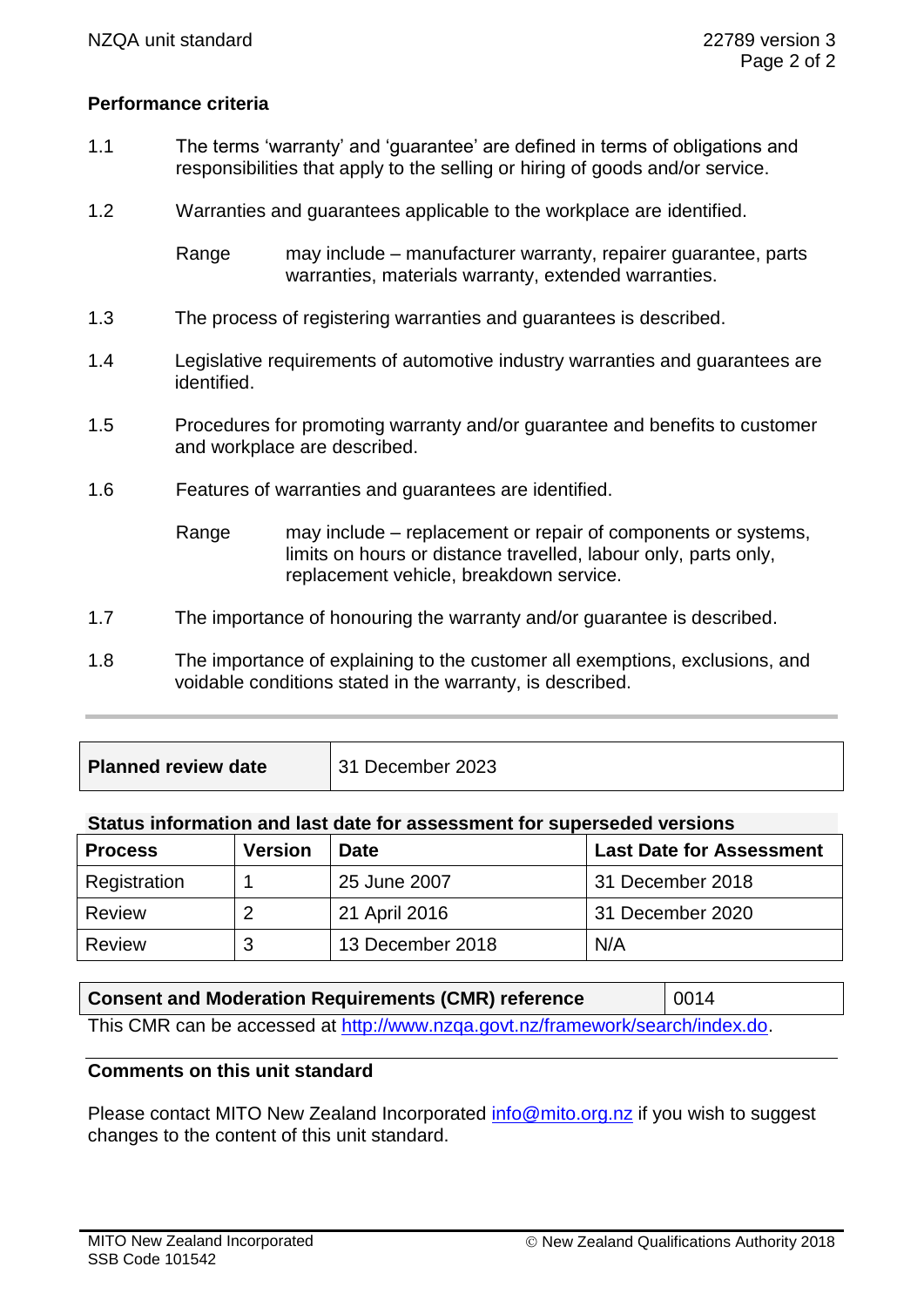**Performance criteria**

1.1 The terms ‘warranty’ and ‘guarantee’ are defined in terms of obligations and responsibilities that apply to the selling or hiring of goods and/or service.

1.2 Warranties and guarantees applicable to the workplace are identified.

Range may include – manufacturer warranty, repairer guarantee, parts warranties, materials warranty, extended warranties.

1.3 The process of registering warranties and guarantees is described.

1.4 Legislative requirements of automotive industry warranties and guarantees are identified.

1.5 Procedures for promoting warranty and/or guarantee and benefits to customer and workplace are described.

1.6 Features of warranties and guarantees are identified.

Range may include – replacement or repair of components or systems, limits on hours or distance travelled, labour only, parts only, replacement vehicle, breakdown service.

1.7 The importance of honouring the warranty and/or guarantee is described.

1.8 The importance of explaining to the customer all exemptions, exclusions, and voidable conditions stated in the warranty, is described.

| | |
|---|---|
| **Planned review date** | 31 December 2023 |

**Status information and last date for assessment for superseded versions**

| Process | Version | Date | Last Date for Assessment |
|---|---|---|---|
| Registration | 1 | 25 June 2007 | 31 December 2018 |
| Review | 2 | 21 April 2016 | 31 December 2020 |
| Review | 3 | 13 December 2018 | N/A |

| | |
|---|---|
| **Consent and Moderation Requirements (CMR) reference** | 0014 |

This CMR can be accessed at http://www.nzqa.govt.nz/framework/search/index.do.

**Comments on this unit standard**

Please contact MITO New Zealand Incorporated info@mito.org.nz if you wish to suggest changes to the content of this unit standard.